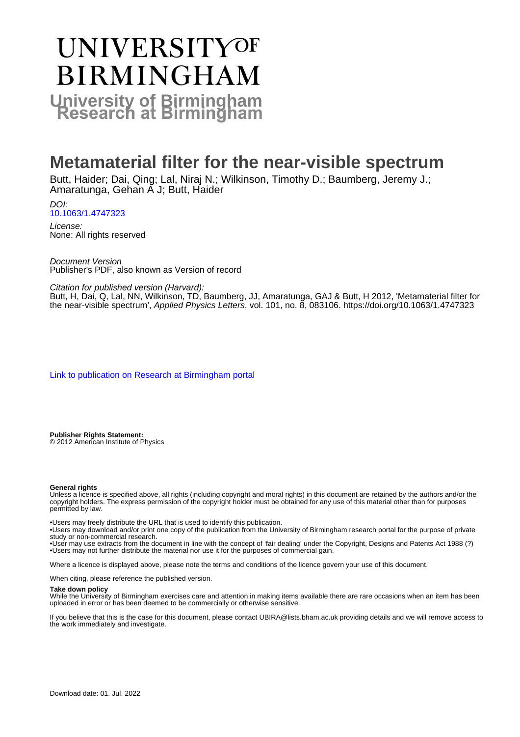UNIVERSITY OF BIRMINGHAM

University of Birmingham Research at Birmingham

# Metamaterial filter for the near-visible spectrum

Butt, Haider; Dai, Qing; Lal, Niraj N.; Wilkinson, Timothy D.; Baumberg, Jeremy J.; Amaratunga, Gehan A J; Butt, Haider

*DOI:*
10.1063/1.4747323

*License:*
None: All rights reserved

*Document Version*
Publisher's PDF, also known as Version of record

*Citation for published version (Harvard):*
Butt, H, Dai, Q, Lal, NN, Wilkinson, TD, Baumberg, JJ, Amaratunga, GAJ & Butt, H 2012, 'Metamaterial filter for the near-visible spectrum', *Applied Physics Letters*, vol. 101, no. 8, 083106. https://doi.org/10.1063/1.4747323

Link to publication on Research at Birmingham portal

**Publisher Rights Statement:**
© 2012 American Institute of Physics

**General rights**
Unless a licence is specified above, all rights (including copyright and moral rights) in this document are retained by the authors and/or the copyright holders. The express permission of the copyright holder must be obtained for any use of this material other than for purposes permitted by law.

•Users may freely distribute the URL that is used to identify this publication.
•Users may download and/or print one copy of the publication from the University of Birmingham research portal for the purpose of private study or non-commercial research.
•User may use extracts from the document in line with the concept of 'fair dealing' under the Copyright, Designs and Patents Act 1988 (?)
•Users may not further distribute the material nor use it for the purposes of commercial gain.

Where a licence is displayed above, please note the terms and conditions of the licence govern your use of this document.

When citing, please reference the published version.

**Take down policy**
While the University of Birmingham exercises care and attention in making items available there are rare occasions when an item has been uploaded in error or has been deemed to be commercially or otherwise sensitive.

If you believe that this is the case for this document, please contact UBIRA@lists.bham.ac.uk providing details and we will remove access to the work immediately and investigate.

Download date: 01. Jul. 2022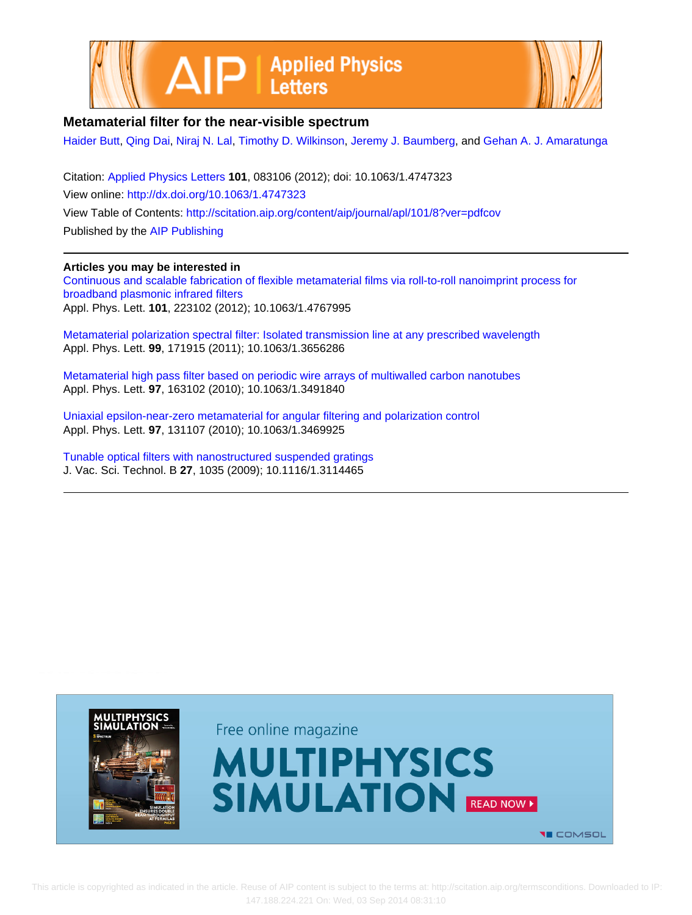# Metamaterial filter for the near-visible spectrum

Haider Butt, Qing Dai, Niraj N. Lal, Timothy D. Wilkinson, Jeremy J. Baumberg, and Gehan A. J. Amaratunga

Citation: Applied Physics Letters **101**, 083106 (2012); doi: 10.1063/1.4747323

View online: http://dx.doi.org/10.1063/1.4747323

View Table of Contents: http://scitation.aip.org/content/aip/journal/apl/101/8?ver=pdfcov

Published by the AIP Publishing

---

**Articles you may be interested in**

Continuous and scalable fabrication of flexible metamaterial films via roll-to-roll nanoimprint process for broadband plasmonic infrared filters
Appl. Phys. Lett. **101**, 223102 (2012); 10.1063/1.4767995

Metamaterial polarization spectral filter: Isolated transmission line at any prescribed wavelength
Appl. Phys. Lett. **99**, 171915 (2011); 10.1063/1.3656286

Metamaterial high pass filter based on periodic wire arrays of multiwalled carbon nanotubes
Appl. Phys. Lett. **97**, 163102 (2010); 10.1063/1.3491840

Uniaxial epsilon-near-zero metamaterial for angular filtering and polarization control
Appl. Phys. Lett. **97**, 131107 (2010); 10.1063/1.3469925

Tunable optical filters with nanostructured suspended gratings
J. Vac. Sci. Technol. B **27**, 1035 (2009); 10.1116/1.3114465

---

This article is copyrighted as indicated in the article. Reuse of AIP content is subject to the terms at: http://scitation.aip.org/termsconditions. Downloaded to IP: 147.188.224.221 On: Wed, 03 Sep 2014 08:31:10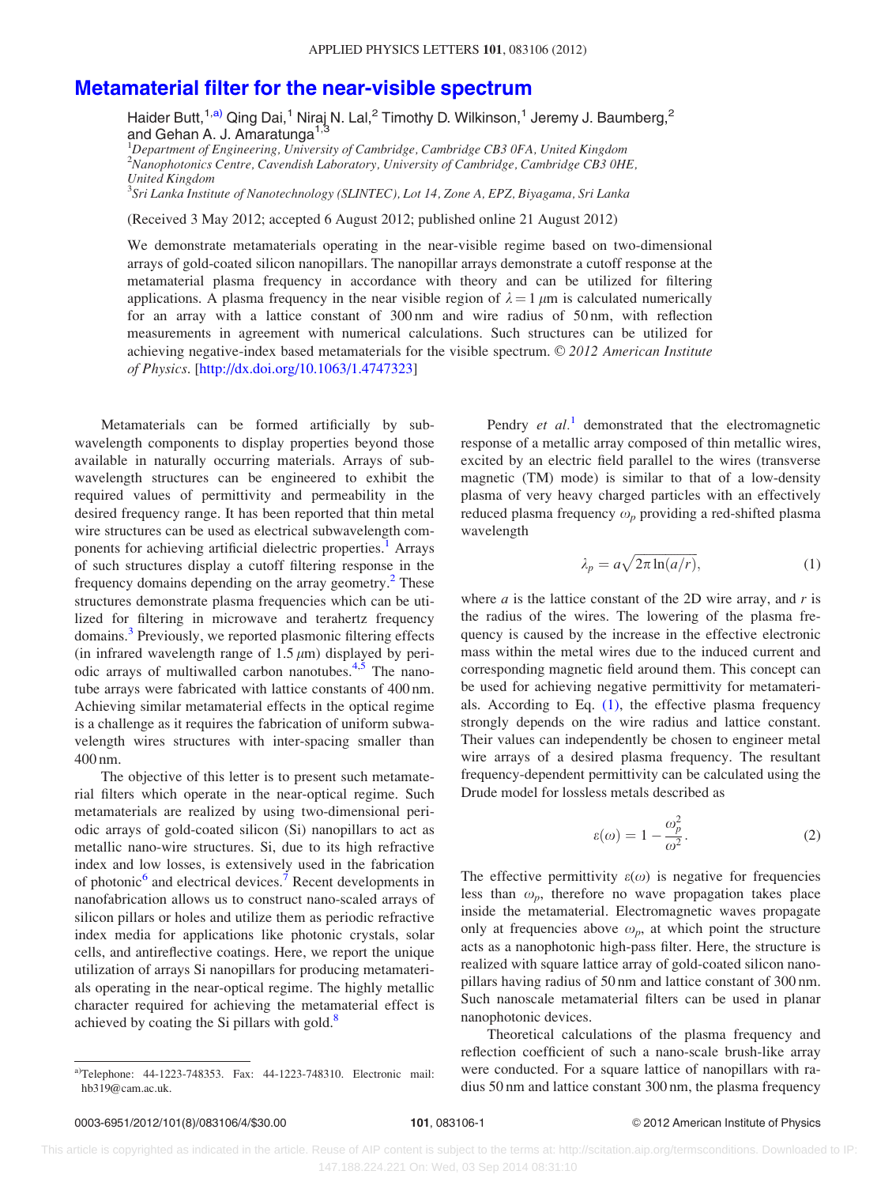# Metamaterial filter for the near-visible spectrum

Haider Butt,[1,a)] Qing Dai,[1] Niraj N. Lal,[2] Timothy D. Wilkinson,[1] Jeremy J. Baumberg,[2] and Gehan A. J. Amaratunga[1,3]

[1]*Department of Engineering, University of Cambridge, Cambridge CB3 0FA, United Kingdom*
[2]*Nanophotonics Centre, Cavendish Laboratory, University of Cambridge, Cambridge CB3 0HE, United Kingdom*
[3]*Sri Lanka Institute of Nanotechnology (SLINTEC), Lot 14, Zone A, EPZ, Biyagama, Sri Lanka*

(Received 3 May 2012; accepted 6 August 2012; published online 21 August 2012)

We demonstrate metamaterials operating in the near-visible regime based on two-dimensional arrays of gold-coated silicon nanopillars. The nanopillar arrays demonstrate a cutoff response at the metamaterial plasma frequency in accordance with theory and can be utilized for filtering applications. A plasma frequency in the near visible region of $\lambda = 1\,\mu$m is calculated numerically for an array with a lattice constant of 300 nm and wire radius of 50 nm, with reflection measurements in agreement with numerical calculations. Such structures can be utilized for achieving negative-index based metamaterials for the visible spectrum. © *2012 American Institute of Physics*. [http://dx.doi.org/10.1063/1.4747323]

Metamaterials can be formed artificially by sub-wavelength components to display properties beyond those available in naturally occurring materials. Arrays of sub-wavelength structures can be engineered to exhibit the required values of permittivity and permeability in the desired frequency range. It has been reported that thin metal wire structures can be used as electrical subwavelength components for achieving artificial dielectric properties.[1] Arrays of such structures display a cutoff filtering response in the frequency domains depending on the array geometry.[2] These structures demonstrate plasma frequencies which can be utilized for filtering in microwave and terahertz frequency domains.[3] Previously, we reported plasmonic filtering effects (in infrared wavelength range of 1.5 $\mu$m) displayed by periodic arrays of multiwalled carbon nanotubes.[4,5] The nanotube arrays were fabricated with lattice constants of 400 nm. Achieving similar metamaterial effects in the optical regime is a challenge as it requires the fabrication of uniform subwavelength wires structures with inter-spacing smaller than 400 nm.

The objective of this letter is to present such metamaterial filters which operate in the near-optical regime. Such metamaterials are realized by using two-dimensional periodic arrays of gold-coated silicon (Si) nanopillars to act as metallic nano-wire structures. Si, due to its high refractive index and low losses, is extensively used in the fabrication of photonic[6] and electrical devices.[7] Recent developments in nanofabrication allows us to construct nano-scaled arrays of silicon pillars or holes and utilize them as periodic refractive index media for applications like photonic crystals, solar cells, and antireflective coatings. Here, we report the unique utilization of arrays Si nanopillars for producing metamaterials operating in the near-optical regime. The highly metallic character required for achieving the metamaterial effect is achieved by coating the Si pillars with gold.[8]

Pendry *et al.*[1] demonstrated that the electromagnetic response of a metallic array composed of thin metallic wires, excited by an electric field parallel to the wires (transverse magnetic (TM) mode) is similar to that of a low-density plasma of very heavy charged particles with an effectively reduced plasma frequency $\omega_p$ providing a red-shifted plasma wavelength

$$\lambda_p = a\sqrt{2\pi \ln(a/r)}, \tag{1}$$

where $a$ is the lattice constant of the 2D wire array, and $r$ is the radius of the wires. The lowering of the plasma frequency is caused by the increase in the effective electronic mass within the metal wires due to the induced current and corresponding magnetic field around them. This concept can be used for achieving negative permittivity for metamaterials. According to Eq. (1), the effective plasma frequency strongly depends on the wire radius and lattice constant. Their values can independently be chosen to engineer metal wire arrays of a desired plasma frequency. The resultant frequency-dependent permittivity can be calculated using the Drude model for lossless metals described as

$$\varepsilon(\omega) = 1 - \frac{\omega_p^2}{\omega^2}. \tag{2}$$

The effective permittivity $\varepsilon(\omega)$ is negative for frequencies less than $\omega_p$, therefore no wave propagation takes place inside the metamaterial. Electromagnetic waves propagate only at frequencies above $\omega_p$, at which point the structure acts as a nanophotonic high-pass filter. Here, the structure is realized with square lattice array of gold-coated silicon nanopillars having radius of 50 nm and lattice constant of 300 nm. Such nanoscale metamaterial filters can be used in planar nanophotonic devices.

Theoretical calculations of the plasma frequency and reflection coefficient of such a nano-scale brush-like array were conducted. For a square lattice of nanopillars with radius 50 nm and lattice constant 300 nm, the plasma frequency

[a)] Telephone: 44-1223-748353. Fax: 44-1223-748310. Electronic mail: hb319@cam.ac.uk.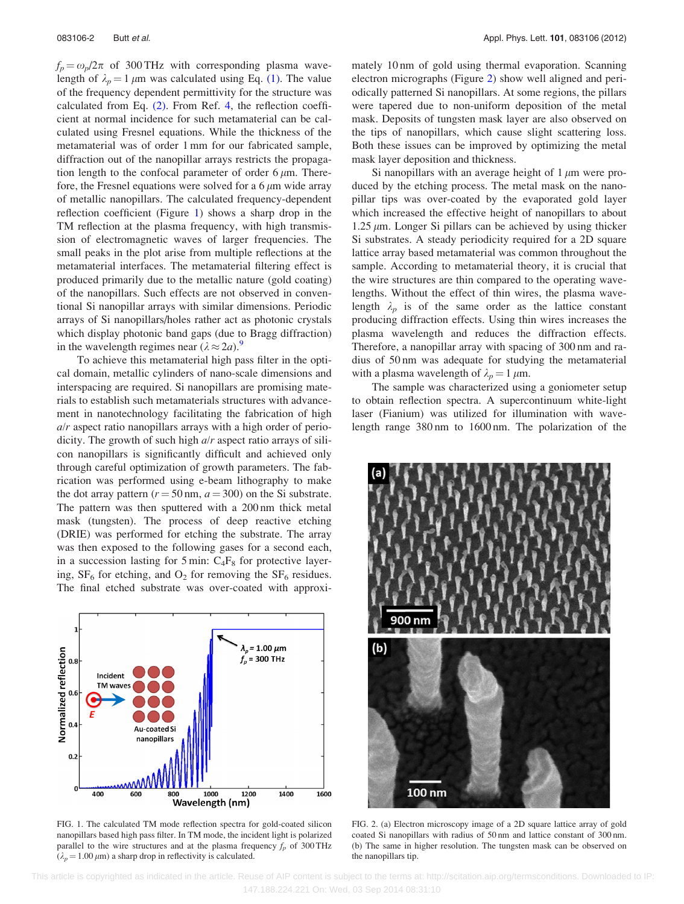$f_p = \omega_p / 2\pi$ of 300 THz with corresponding plasma wavelength of $\lambda_p = 1\ \mu$m was calculated using Eq. (1). The value of the frequency dependent permittivity for the structure was calculated from Eq. (2). From Ref. 4, the reflection coefficient at normal incidence for such metamaterial can be calculated using Fresnel equations. While the thickness of the metamaterial was of order 1 mm for our fabricated sample, diffraction out of the nanopillar arrays restricts the propagation length to the confocal parameter of order 6 $\mu$m. Therefore, the Fresnel equations were solved for a 6 $\mu$m wide array of metallic nanopillars. The calculated frequency-dependent reflection coefficient (Figure 1) shows a sharp drop in the TM reflection at the plasma frequency, with high transmission of electromagnetic waves of larger frequencies. The small peaks in the plot arise from multiple reflections at the metamaterial interfaces. The metamaterial filtering effect is produced primarily due to the metallic nature (gold coating) of the nanopillars. Such effects are not observed in conventional Si nanopillar arrays with similar dimensions. Periodic arrays of Si nanopillars/holes rather act as photonic crystals which display photonic band gaps (due to Bragg diffraction) in the wavelength regimes near ($\lambda \approx 2a$).[9]

To achieve this metamaterial high pass filter in the optical domain, metallic cylinders of nano-scale dimensions and interspacing are required. Si nanopillars are promising materials to establish such metamaterials structures with advancement in nanotechnology facilitating the fabrication of high $a/r$ aspect ratio nanopillars arrays with a high order of periodicity. The growth of such high $a/r$ aspect ratio arrays of silicon nanopillars is significantly difficult and achieved only through careful optimization of growth parameters. The fabrication was performed using e-beam lithography to make the dot array pattern ($r = 50$ nm, $a = 300$) on the Si substrate. The pattern was then sputtered with a 200 nm thick metal mask (tungsten). The process of deep reactive etching (DRIE) was performed for etching the substrate. The array was then exposed to the following gases for a second each, in a succession lasting for 5 min: $C_4F_8$ for protective layering, $SF_6$ for etching, and $O_2$ for removing the $SF_6$ residues. The final etched substrate was over-coated with approximately 10 nm of gold using thermal evaporation. Scanning electron micrographs (Figure 2) show well aligned and periodically patterned Si nanopillars. At some regions, the pillars were tapered due to non-uniform deposition of the metal mask. Deposits of tungsten mask layer are also observed on the tips of nanopillars, which cause slight scattering loss. Both these issues can be improved by optimizing the metal mask layer deposition and thickness.

Si nanopillars with an average height of 1 $\mu$m were produced by the etching process. The metal mask on the nanopillar tips was over-coated by the evaporated gold layer which increased the effective height of nanopillars to about 1.25 $\mu$m. Longer Si pillars can be achieved by using thicker Si substrates. A steady periodicity required for a 2D square lattice array based metamaterial was common throughout the sample. According to metamaterial theory, it is crucial that the wire structures are thin compared to the operating wavelengths. Without the effect of thin wires, the plasma wavelength $\lambda_p$ is of the same order as the lattice constant producing diffraction effects. Using thin wires increases the plasma wavelength and reduces the diffraction effects. Therefore, a nanopillar array with spacing of 300 nm and radius of 50 nm was adequate for studying the metamaterial with a plasma wavelength of $\lambda_p = 1\ \mu$m.

The sample was characterized using a goniometer setup to obtain reflection spectra. A supercontinuum white-light laser (Fianium) was utilized for illumination with wavelength range 380 nm to 1600 nm. The polarization of the

FIG. 1. The calculated TM mode reflection spectra for gold-coated silicon nanopillars based high pass filter. In TM mode, the incident light is polarized parallel to the wire structures and at the plasma frequency $f_p$ of 300 THz ($\lambda_p = 1.00\ \mu$m) a sharp drop in reflectivity is calculated.

FIG. 2. (a) Electron microscopy image of a 2D square lattice array of gold coated Si nanopillars with radius of 50 nm and lattice constant of 300 nm. (b) The same in higher resolution. The tungsten mask can be observed on the nanopillars tip.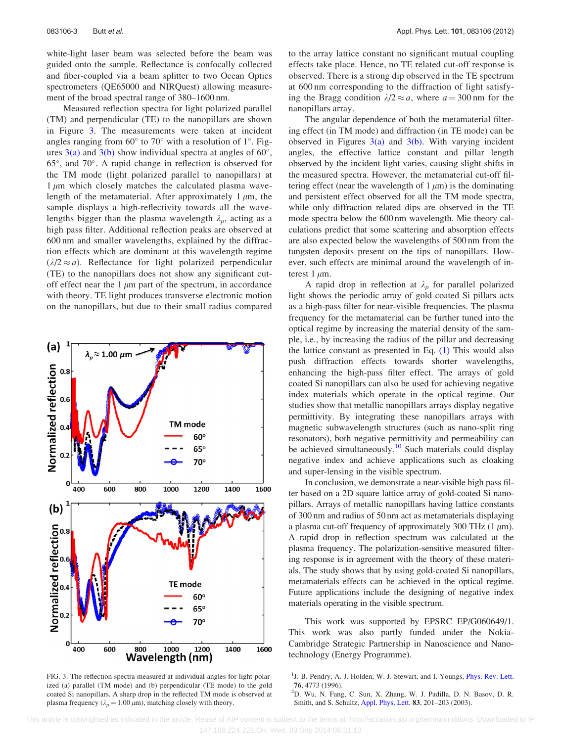white-light laser beam was selected before the beam was guided onto the sample. Reflectance is confocally collected and fiber-coupled via a beam splitter to two Ocean Optics spectrometers (QE65000 and NIRQuest) allowing measurement of the broad spectral range of 380–1600 nm.

Measured reflection spectra for light polarized parallel (TM) and perpendicular (TE) to the nanopillars are shown in Figure 3. The measurements were taken at incident angles ranging from 60° to 70° with a resolution of 1°. Figures 3(a) and 3(b) show individual spectra at angles of 60°, 65°, and 70°. A rapid change in reflection is observed for the TM mode (light polarized parallel to nanopillars) at 1 $\mu$m which closely matches the calculated plasma wavelength of the metamaterial. After approximately 1 $\mu$m, the sample displays a high-reflectivity towards all the wavelengths bigger than the plasma wavelength $\lambda_p$, acting as a high pass filter. Additional reflection peaks are observed at 600 nm and smaller wavelengths, explained by the diffraction effects which are dominant at this wavelength regime ($\lambda/2 \approx a$). Reflectance for light polarized perpendicular (TE) to the nanopillars does not show any significant cut-off effect near the 1 $\mu$m part of the spectrum, in accordance with theory. TE light produces transverse electronic motion on the nanopillars, but due to their small radius compared to the array lattice constant no significant mutual coupling effects take place. Hence, no TE related cut-off response is observed. There is a strong dip observed in the TE spectrum at 600 nm corresponding to the diffraction of light satisfying the Bragg condition $\lambda/2 \approx a$, where $a = 300$ nm for the nanopillars array.

The angular dependence of both the metamaterial filtering effect (in TM mode) and diffraction (in TE mode) can be observed in Figures 3(a) and 3(b). With varying incident angles, the effective lattice constant and pillar length observed by the incident light varies, causing slight shifts in the measured spectra. However, the metamaterial cut-off filtering effect (near the wavelength of 1 $\mu$m) is the dominating and persistent effect observed for all the TM mode spectra, while only diffraction related dips are observed in the TE mode spectra below the 600 nm wavelength. Mie theory calculations predict that some scattering and absorption effects are also expected below the wavelengths of 500 nm from the tungsten deposits present on the tips of nanopillars. However, such effects are minimal around the wavelength of interest 1 $\mu$m.

A rapid drop in reflection at $\lambda_p$ for parallel polarized light shows the periodic array of gold coated Si pillars acts as a high-pass filter for near-visible frequencies. The plasma frequency for the metamaterial can be further tuned into the optical regime by increasing the material density of the sample, i.e., by increasing the radius of the pillar and decreasing the lattice constant as presented in Eq. (1) This would also push diffraction effects towards shorter wavelengths, enhancing the high-pass filter effect. The arrays of gold coated Si nanopillars can also be used for achieving negative index materials which operate in the optical regime. Our studies show that metallic nanopillars arrays display negative permittivity. By integrating these nanopillars arrays with magnetic subwavelength structures (such as nano-split ring resonators), both negative permittivity and permeability can be achieved simultaneously.[10] Such materials could display negative index and achieve applications such as cloaking and super-lensing in the visible spectrum.

In conclusion, we demonstrate a near-visible high pass filter based on a 2D square lattice array of gold-coated Si nanopillars. Arrays of metallic nanopillars having lattice constants of 300 nm and radius of 50 nm act as metamaterials displaying a plasma cut-off frequency of approximately 300 THz (1 $\mu$m). A rapid drop in reflection spectrum was calculated at the plasma frequency. The polarization-sensitive measured filtering response is in agreement with the theory of these materials. The study shows that by using gold-coated Si nanopillars, metamaterials effects can be achieved in the optical regime. Future applications include the designing of negative index materials operating in the visible spectrum.

FIG. 3. The reflection spectra measured at individual angles for light polarized (a) parallel (TM mode) and (b) perpendicular (TE mode) to the gold coated Si nanopillars. A sharp drop in the reflected TM mode is observed at plasma frequency ($\lambda_p = 1.00$ $\mu$m), matching closely with theory.

This work was supported by EPSRC EP/G060649/1. This work was also partly funded under the Nokia-Cambridge Strategic Partnership in Nanoscience and Nanotechnology (Energy Programme).

[1] J. B. Pendry, A. J. Holden, W. J. Stewart, and I. Youngs, Phys. Rev. Lett. **76**, 4773 (1996).

[2] D. Wu, N. Fang, C. Sun, X. Zhang, W. J. Padilla, D. N. Basov, D. R. Smith, and S. Schultz, Appl. Phys. Lett. **83**, 201–203 (2003).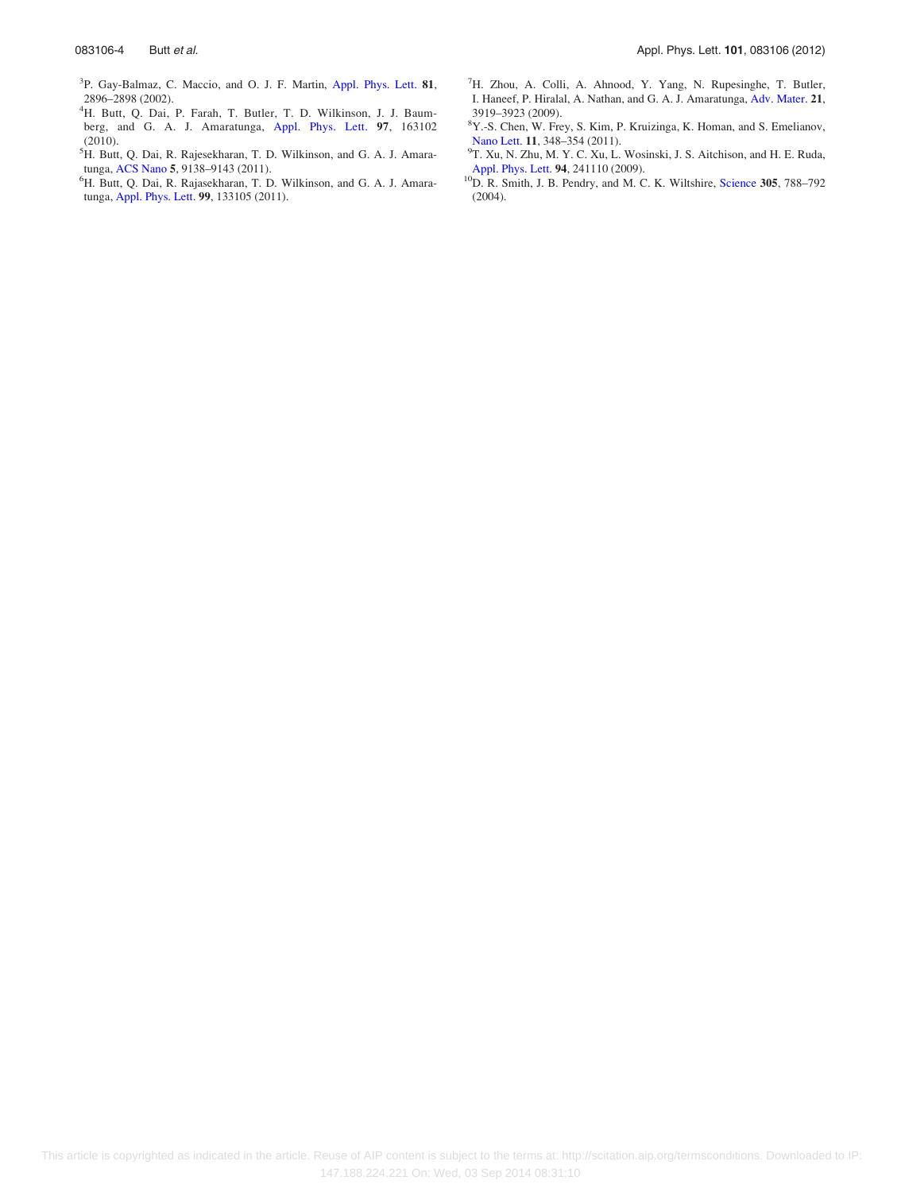[3]P. Gay-Balmaz, C. Maccio, and O. J. F. Martin, Appl. Phys. Lett. **81**, 2896–2898 (2002).

[4]H. Butt, Q. Dai, P. Farah, T. Butler, T. D. Wilkinson, J. J. Baumberg, and G. A. J. Amaratunga, Appl. Phys. Lett. **97**, 163102 (2010).

[5]H. Butt, Q. Dai, R. Rajesekharan, T. D. Wilkinson, and G. A. J. Amaratunga, ACS Nano **5**, 9138–9143 (2011).

[6]H. Butt, Q. Dai, R. Rajasekharan, T. D. Wilkinson, and G. A. J. Amaratunga, Appl. Phys. Lett. **99**, 133105 (2011).

[7]H. Zhou, A. Colli, A. Ahnood, Y. Yang, N. Rupesinghe, T. Butler, I. Haneef, P. Hiralal, A. Nathan, and G. A. J. Amaratunga, Adv. Mater. **21**, 3919–3923 (2009).

[8]Y.-S. Chen, W. Frey, S. Kim, P. Kruizinga, K. Homan, and S. Emelianov, Nano Lett. **11**, 348–354 (2011).

[9]T. Xu, N. Zhu, M. Y. C. Xu, L. Wosinski, J. S. Aitchison, and H. E. Ruda, Appl. Phys. Lett. **94**, 241110 (2009).

[10]D. R. Smith, J. B. Pendry, and M. C. K. Wiltshire, Science **305**, 788–792 (2004).